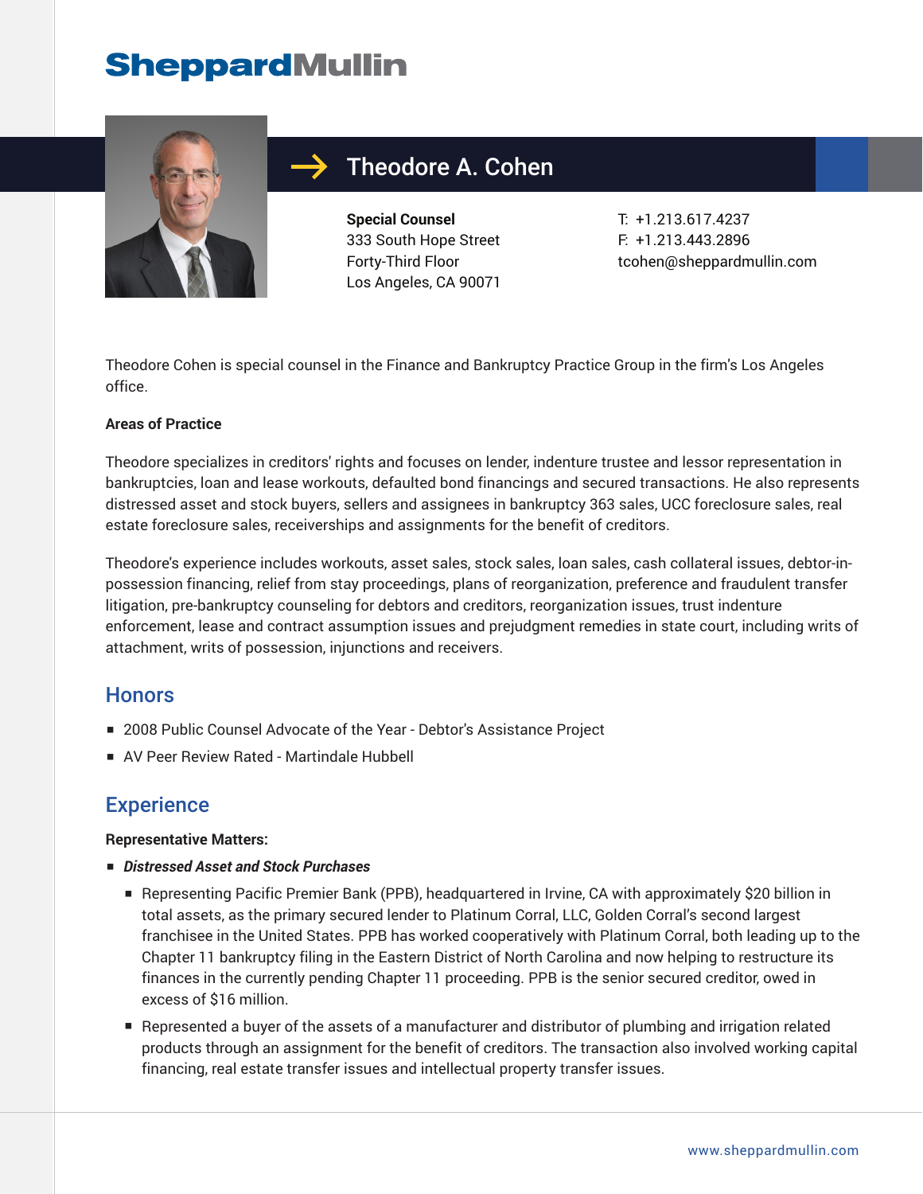# SheppardMullin

## Theodore A. Cohen

**Special Counsel**
333 South Hope Street
Forty-Third Floor
Los Angeles, CA 90071

T: +1.213.617.4237
F: +1.213.443.2896
tcohen@sheppardmullin.com

Theodore Cohen is special counsel in the Finance and Bankruptcy Practice Group in the firm's Los Angeles office.

**Areas of Practice**

Theodore specializes in creditors' rights and focuses on lender, indenture trustee and lessor representation in bankruptcies, loan and lease workouts, defaulted bond financings and secured transactions. He also represents distressed asset and stock buyers, sellers and assignees in bankruptcy 363 sales, UCC foreclosure sales, real estate foreclosure sales, receiverships and assignments for the benefit of creditors.

Theodore's experience includes workouts, asset sales, stock sales, loan sales, cash collateral issues, debtor-in-possession financing, relief from stay proceedings, plans of reorganization, preference and fraudulent transfer litigation, pre-bankruptcy counseling for debtors and creditors, reorganization issues, trust indenture enforcement, lease and contract assumption issues and prejudgment remedies in state court, including writs of attachment, writs of possession, injunctions and receivers.

## Honors

- 2008 Public Counsel Advocate of the Year - Debtor's Assistance Project
- AV Peer Review Rated - Martindale Hubbell

## Experience

**Representative Matters:**

- ***Distressed Asset and Stock Purchases***
  - Representing Pacific Premier Bank (PPB), headquartered in Irvine, CA with approximately $20 billion in total assets, as the primary secured lender to Platinum Corral, LLC, Golden Corral's second largest franchisee in the United States. PPB has worked cooperatively with Platinum Corral, both leading up to the Chapter 11 bankruptcy filing in the Eastern District of North Carolina and now helping to restructure its finances in the currently pending Chapter 11 proceeding. PPB is the senior secured creditor, owed in excess of $16 million.
  - Represented a buyer of the assets of a manufacturer and distributor of plumbing and irrigation related products through an assignment for the benefit of creditors. The transaction also involved working capital financing, real estate transfer issues and intellectual property transfer issues.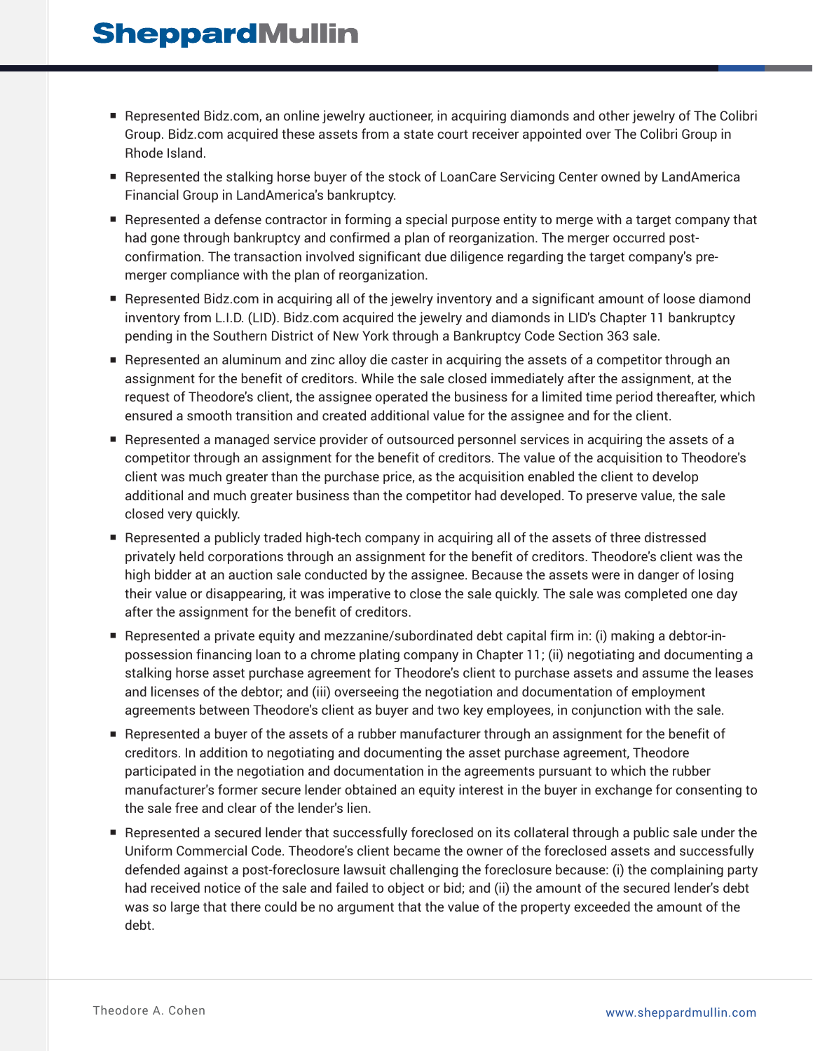- Represented Bidz.com, an online jewelry auctioneer, in acquiring diamonds and other jewelry of The Colibri Group. Bidz.com acquired these assets from a state court receiver appointed over The Colibri Group in Rhode Island.
- Represented the stalking horse buyer of the stock of LoanCare Servicing Center owned by LandAmerica Financial Group in LandAmerica's bankruptcy.
- Represented a defense contractor in forming a special purpose entity to merge with a target company that had gone through bankruptcy and confirmed a plan of reorganization. The merger occurred post-confirmation. The transaction involved significant due diligence regarding the target company's pre-merger compliance with the plan of reorganization.
- Represented Bidz.com in acquiring all of the jewelry inventory and a significant amount of loose diamond inventory from L.I.D. (LID). Bidz.com acquired the jewelry and diamonds in LID's Chapter 11 bankruptcy pending in the Southern District of New York through a Bankruptcy Code Section 363 sale.
- Represented an aluminum and zinc alloy die caster in acquiring the assets of a competitor through an assignment for the benefit of creditors. While the sale closed immediately after the assignment, at the request of Theodore's client, the assignee operated the business for a limited time period thereafter, which ensured a smooth transition and created additional value for the assignee and for the client.
- Represented a managed service provider of outsourced personnel services in acquiring the assets of a competitor through an assignment for the benefit of creditors. The value of the acquisition to Theodore's client was much greater than the purchase price, as the acquisition enabled the client to develop additional and much greater business than the competitor had developed. To preserve value, the sale closed very quickly.
- Represented a publicly traded high-tech company in acquiring all of the assets of three distressed privately held corporations through an assignment for the benefit of creditors. Theodore's client was the high bidder at an auction sale conducted by the assignee. Because the assets were in danger of losing their value or disappearing, it was imperative to close the sale quickly. The sale was completed one day after the assignment for the benefit of creditors.
- Represented a private equity and mezzanine/subordinated debt capital firm in: (i) making a debtor-in-possession financing loan to a chrome plating company in Chapter 11; (ii) negotiating and documenting a stalking horse asset purchase agreement for Theodore's client to purchase assets and assume the leases and licenses of the debtor; and (iii) overseeing the negotiation and documentation of employment agreements between Theodore's client as buyer and two key employees, in conjunction with the sale.
- Represented a buyer of the assets of a rubber manufacturer through an assignment for the benefit of creditors. In addition to negotiating and documenting the asset purchase agreement, Theodore participated in the negotiation and documentation in the agreements pursuant to which the rubber manufacturer's former secure lender obtained an equity interest in the buyer in exchange for consenting to the sale free and clear of the lender's lien.
- Represented a secured lender that successfully foreclosed on its collateral through a public sale under the Uniform Commercial Code. Theodore's client became the owner of the foreclosed assets and successfully defended against a post-foreclosure lawsuit challenging the foreclosure because: (i) the complaining party had received notice of the sale and failed to object or bid; and (ii) the amount of the secured lender's debt was so large that there could be no argument that the value of the property exceeded the amount of the debt.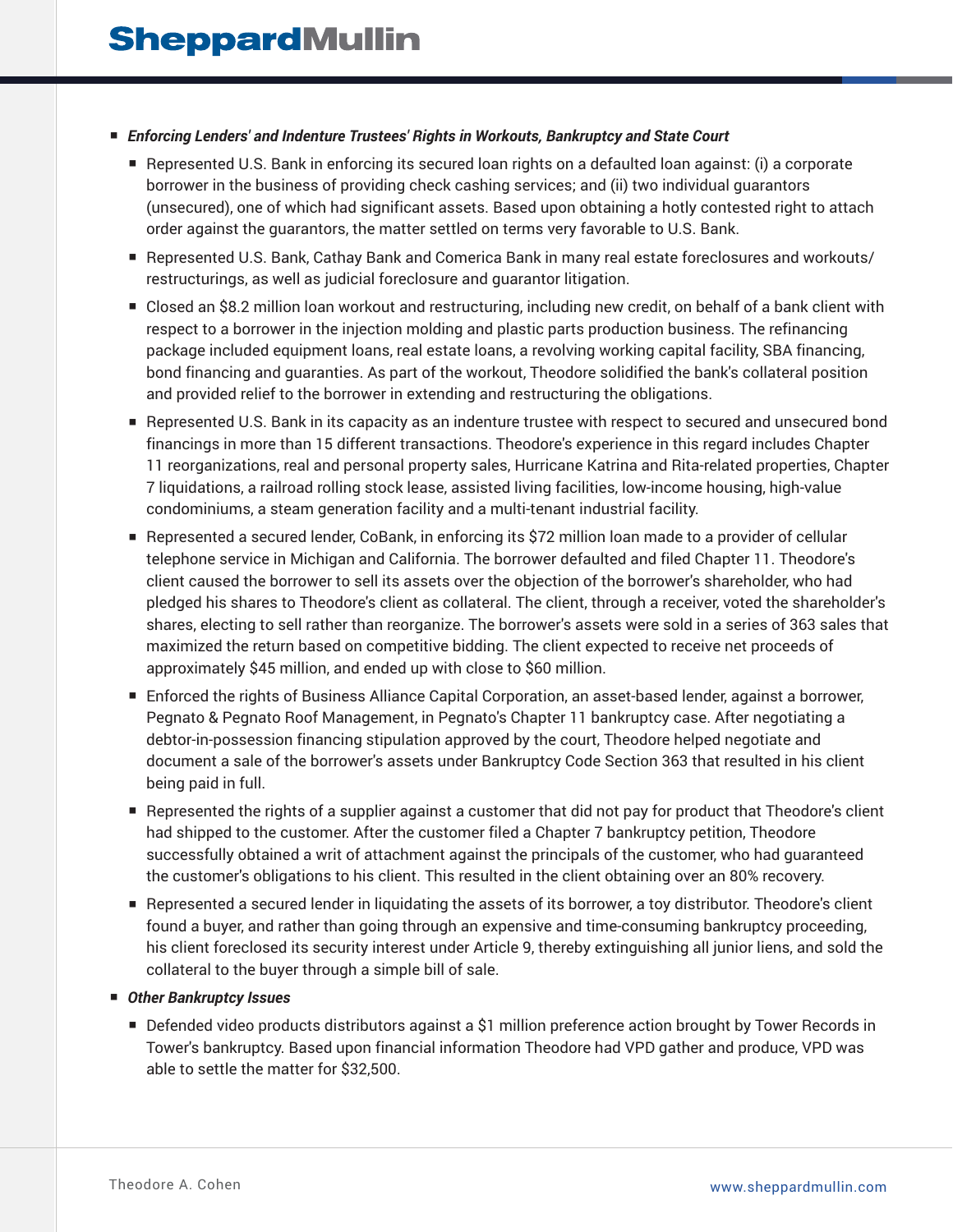- ***Enforcing Lenders' and Indenture Trustees' Rights in Workouts, Bankruptcy and State Court***
  - Represented U.S. Bank in enforcing its secured loan rights on a defaulted loan against: (i) a corporate borrower in the business of providing check cashing services; and (ii) two individual guarantors (unsecured), one of which had significant assets. Based upon obtaining a hotly contested right to attach order against the guarantors, the matter settled on terms very favorable to U.S. Bank.
  - Represented U.S. Bank, Cathay Bank and Comerica Bank in many real estate foreclosures and workouts/restructurings, as well as judicial foreclosure and guarantor litigation.
  - Closed an $8.2 million loan workout and restructuring, including new credit, on behalf of a bank client with respect to a borrower in the injection molding and plastic parts production business. The refinancing package included equipment loans, real estate loans, a revolving working capital facility, SBA financing, bond financing and guaranties. As part of the workout, Theodore solidified the bank's collateral position and provided relief to the borrower in extending and restructuring the obligations.
  - Represented U.S. Bank in its capacity as an indenture trustee with respect to secured and unsecured bond financings in more than 15 different transactions. Theodore's experience in this regard includes Chapter 11 reorganizations, real and personal property sales, Hurricane Katrina and Rita-related properties, Chapter 7 liquidations, a railroad rolling stock lease, assisted living facilities, low-income housing, high-value condominiums, a steam generation facility and a multi-tenant industrial facility.
  - Represented a secured lender, CoBank, in enforcing its $72 million loan made to a provider of cellular telephone service in Michigan and California. The borrower defaulted and filed Chapter 11. Theodore's client caused the borrower to sell its assets over the objection of the borrower's shareholder, who had pledged his shares to Theodore's client as collateral. The client, through a receiver, voted the shareholder's shares, electing to sell rather than reorganize. The borrower's assets were sold in a series of 363 sales that maximized the return based on competitive bidding. The client expected to receive net proceeds of approximately $45 million, and ended up with close to $60 million.
  - Enforced the rights of Business Alliance Capital Corporation, an asset-based lender, against a borrower, Pegnato & Pegnato Roof Management, in Pegnato's Chapter 11 bankruptcy case. After negotiating a debtor-in-possession financing stipulation approved by the court, Theodore helped negotiate and document a sale of the borrower's assets under Bankruptcy Code Section 363 that resulted in his client being paid in full.
  - Represented the rights of a supplier against a customer that did not pay for product that Theodore's client had shipped to the customer. After the customer filed a Chapter 7 bankruptcy petition, Theodore successfully obtained a writ of attachment against the principals of the customer, who had guaranteed the customer's obligations to his client. This resulted in the client obtaining over an 80% recovery.
  - Represented a secured lender in liquidating the assets of its borrower, a toy distributor. Theodore's client found a buyer, and rather than going through an expensive and time-consuming bankruptcy proceeding, his client foreclosed its security interest under Article 9, thereby extinguishing all junior liens, and sold the collateral to the buyer through a simple bill of sale.
- ***Other Bankruptcy Issues***
  - Defended video products distributors against a $1 million preference action brought by Tower Records in Tower's bankruptcy. Based upon financial information Theodore had VPD gather and produce, VPD was able to settle the matter for $32,500.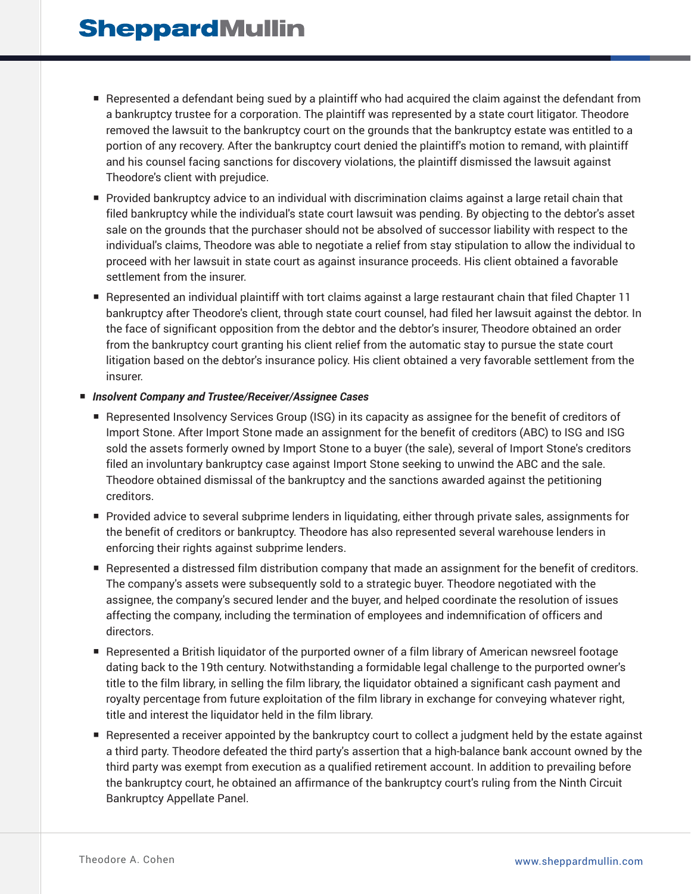- Represented a defendant being sued by a plaintiff who had acquired the claim against the defendant from a bankruptcy trustee for a corporation. The plaintiff was represented by a state court litigator. Theodore removed the lawsuit to the bankruptcy court on the grounds that the bankruptcy estate was entitled to a portion of any recovery. After the bankruptcy court denied the plaintiff's motion to remand, with plaintiff and his counsel facing sanctions for discovery violations, the plaintiff dismissed the lawsuit against Theodore's client with prejudice.
- Provided bankruptcy advice to an individual with discrimination claims against a large retail chain that filed bankruptcy while the individual's state court lawsuit was pending. By objecting to the debtor's asset sale on the grounds that the purchaser should not be absolved of successor liability with respect to the individual's claims, Theodore was able to negotiate a relief from stay stipulation to allow the individual to proceed with her lawsuit in state court as against insurance proceeds. His client obtained a favorable settlement from the insurer.
- Represented an individual plaintiff with tort claims against a large restaurant chain that filed Chapter 11 bankruptcy after Theodore's client, through state court counsel, had filed her lawsuit against the debtor. In the face of significant opposition from the debtor and the debtor's insurer, Theodore obtained an order from the bankruptcy court granting his client relief from the automatic stay to pursue the state court litigation based on the debtor's insurance policy. His client obtained a very favorable settlement from the insurer.

- ***Insolvent Company and Trustee/Receiver/Assignee Cases***
  - Represented Insolvency Services Group (ISG) in its capacity as assignee for the benefit of creditors of Import Stone. After Import Stone made an assignment for the benefit of creditors (ABC) to ISG and ISG sold the assets formerly owned by Import Stone to a buyer (the sale), several of Import Stone's creditors filed an involuntary bankruptcy case against Import Stone seeking to unwind the ABC and the sale. Theodore obtained dismissal of the bankruptcy and the sanctions awarded against the petitioning creditors.
  - Provided advice to several subprime lenders in liquidating, either through private sales, assignments for the benefit of creditors or bankruptcy. Theodore has also represented several warehouse lenders in enforcing their rights against subprime lenders.
  - Represented a distressed film distribution company that made an assignment for the benefit of creditors. The company's assets were subsequently sold to a strategic buyer. Theodore negotiated with the assignee, the company's secured lender and the buyer, and helped coordinate the resolution of issues affecting the company, including the termination of employees and indemnification of officers and directors.
  - Represented a British liquidator of the purported owner of a film library of American newsreel footage dating back to the 19th century. Notwithstanding a formidable legal challenge to the purported owner's title to the film library, in selling the film library, the liquidator obtained a significant cash payment and royalty percentage from future exploitation of the film library in exchange for conveying whatever right, title and interest the liquidator held in the film library.
  - Represented a receiver appointed by the bankruptcy court to collect a judgment held by the estate against a third party. Theodore defeated the third party's assertion that a high-balance bank account owned by the third party was exempt from execution as a qualified retirement account. In addition to prevailing before the bankruptcy court, he obtained an affirmance of the bankruptcy court's ruling from the Ninth Circuit Bankruptcy Appellate Panel.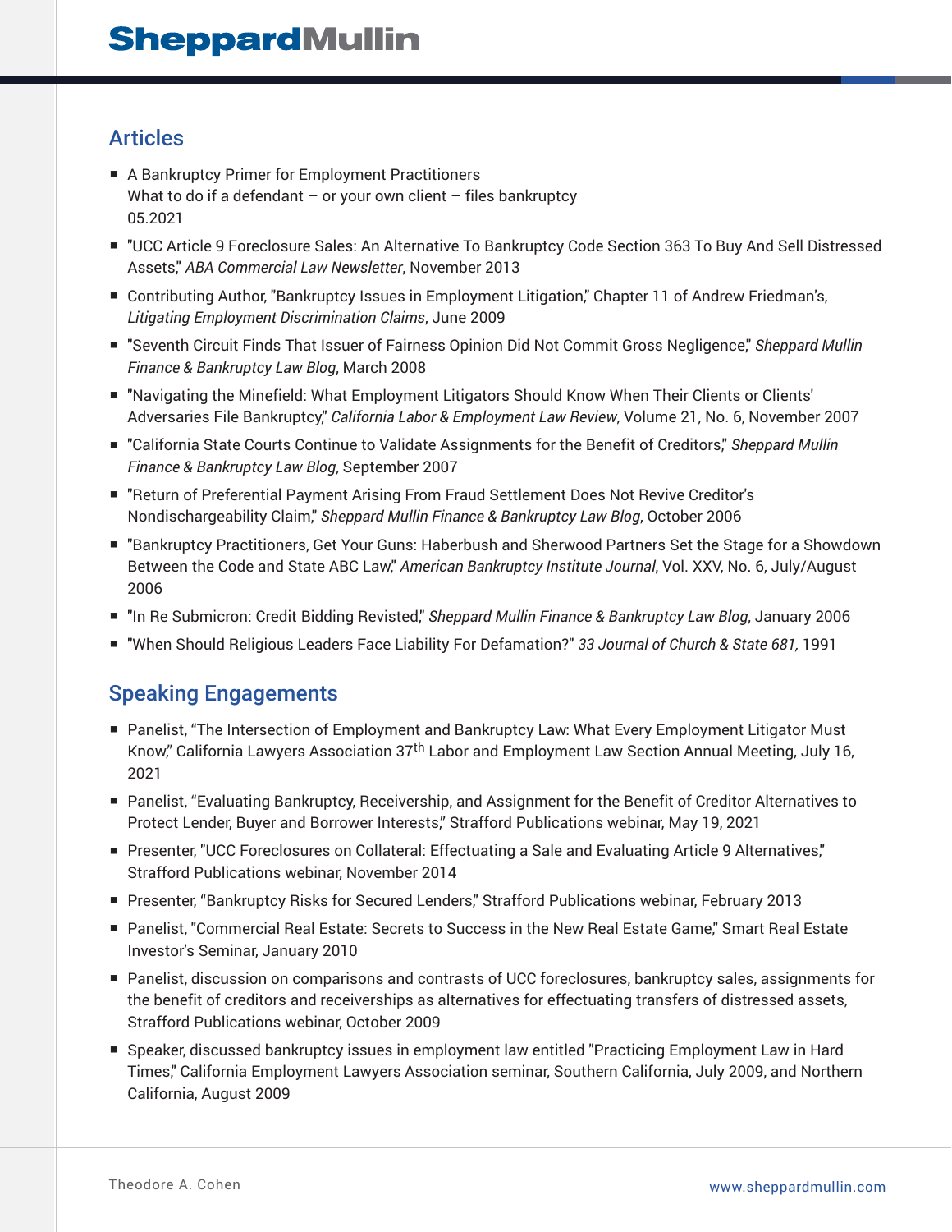## Articles

- A Bankruptcy Primer for Employment Practitioners
  What to do if a defendant – or your own client – files bankruptcy
  05.2021
- "UCC Article 9 Foreclosure Sales: An Alternative To Bankruptcy Code Section 363 To Buy And Sell Distressed Assets," *ABA Commercial Law Newsletter*, November 2013
- Contributing Author, "Bankruptcy Issues in Employment Litigation," Chapter 11 of Andrew Friedman's, *Litigating Employment Discrimination Claims*, June 2009
- "Seventh Circuit Finds That Issuer of Fairness Opinion Did Not Commit Gross Negligence," *Sheppard Mullin Finance & Bankruptcy Law Blog*, March 2008
- "Navigating the Minefield: What Employment Litigators Should Know When Their Clients or Clients' Adversaries File Bankruptcy," *California Labor & Employment Law Review*, Volume 21, No. 6, November 2007
- "California State Courts Continue to Validate Assignments for the Benefit of Creditors," *Sheppard Mullin Finance & Bankruptcy Law Blog*, September 2007
- "Return of Preferential Payment Arising From Fraud Settlement Does Not Revive Creditor's Nondischargeability Claim," *Sheppard Mullin Finance & Bankruptcy Law Blog*, October 2006
- "Bankruptcy Practitioners, Get Your Guns: Haberbush and Sherwood Partners Set the Stage for a Showdown Between the Code and State ABC Law," *American Bankruptcy Institute Journal*, Vol. XXV, No. 6, July/August 2006
- "In Re Submicron: Credit Bidding Revisted," *Sheppard Mullin Finance & Bankruptcy Law Blog*, January 2006
- "When Should Religious Leaders Face Liability For Defamation?" *33 Journal of Church & State 681,* 1991

## Speaking Engagements

- Panelist, "The Intersection of Employment and Bankruptcy Law: What Every Employment Litigator Must Know," California Lawyers Association 37th Labor and Employment Law Section Annual Meeting, July 16, 2021
- Panelist, "Evaluating Bankruptcy, Receivership, and Assignment for the Benefit of Creditor Alternatives to Protect Lender, Buyer and Borrower Interests," Strafford Publications webinar, May 19, 2021
- Presenter, "UCC Foreclosures on Collateral: Effectuating a Sale and Evaluating Article 9 Alternatives," Strafford Publications webinar, November 2014
- Presenter, "Bankruptcy Risks for Secured Lenders," Strafford Publications webinar, February 2013
- Panelist, "Commercial Real Estate: Secrets to Success in the New Real Estate Game," Smart Real Estate Investor's Seminar, January 2010
- Panelist, discussion on comparisons and contrasts of UCC foreclosures, bankruptcy sales, assignments for the benefit of creditors and receiverships as alternatives for effectuating transfers of distressed assets, Strafford Publications webinar, October 2009
- Speaker, discussed bankruptcy issues in employment law entitled "Practicing Employment Law in Hard Times," California Employment Lawyers Association seminar, Southern California, July 2009, and Northern California, August 2009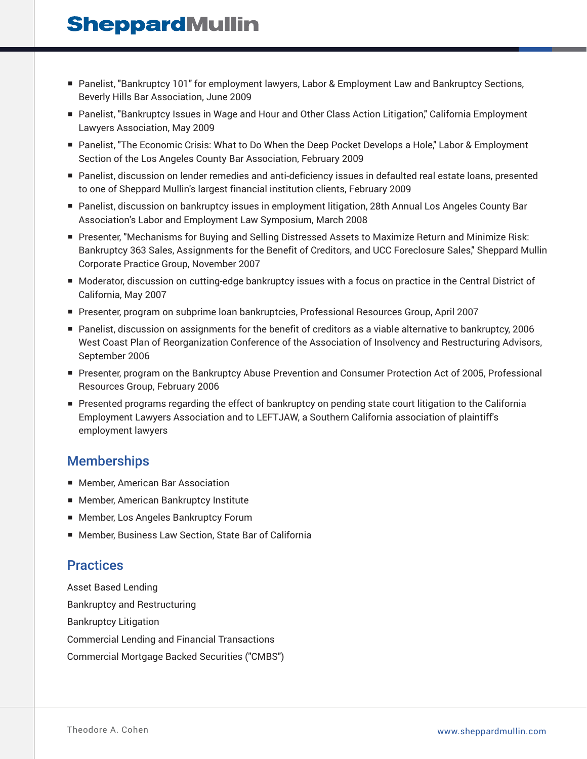- Panelist, "Bankruptcy 101" for employment lawyers, Labor & Employment Law and Bankruptcy Sections, Beverly Hills Bar Association, June 2009
- Panelist, "Bankruptcy Issues in Wage and Hour and Other Class Action Litigation," California Employment Lawyers Association, May 2009
- Panelist, "The Economic Crisis: What to Do When the Deep Pocket Develops a Hole," Labor & Employment Section of the Los Angeles County Bar Association, February 2009
- Panelist, discussion on lender remedies and anti-deficiency issues in defaulted real estate loans, presented to one of Sheppard Mullin's largest financial institution clients, February 2009
- Panelist, discussion on bankruptcy issues in employment litigation, 28th Annual Los Angeles County Bar Association's Labor and Employment Law Symposium, March 2008
- Presenter, "Mechanisms for Buying and Selling Distressed Assets to Maximize Return and Minimize Risk: Bankruptcy 363 Sales, Assignments for the Benefit of Creditors, and UCC Foreclosure Sales," Sheppard Mullin Corporate Practice Group, November 2007
- Moderator, discussion on cutting-edge bankruptcy issues with a focus on practice in the Central District of California, May 2007
- Presenter, program on subprime loan bankruptcies, Professional Resources Group, April 2007
- Panelist, discussion on assignments for the benefit of creditors as a viable alternative to bankruptcy, 2006 West Coast Plan of Reorganization Conference of the Association of Insolvency and Restructuring Advisors, September 2006
- Presenter, program on the Bankruptcy Abuse Prevention and Consumer Protection Act of 2005, Professional Resources Group, February 2006
- Presented programs regarding the effect of bankruptcy on pending state court litigation to the California Employment Lawyers Association and to LEFTJAW, a Southern California association of plaintiff's employment lawyers

## Memberships

- Member, American Bar Association
- Member, American Bankruptcy Institute
- Member, Los Angeles Bankruptcy Forum
- Member, Business Law Section, State Bar of California

## Practices

Asset Based Lending

Bankruptcy and Restructuring

Bankruptcy Litigation

Commercial Lending and Financial Transactions

Commercial Mortgage Backed Securities ("CMBS")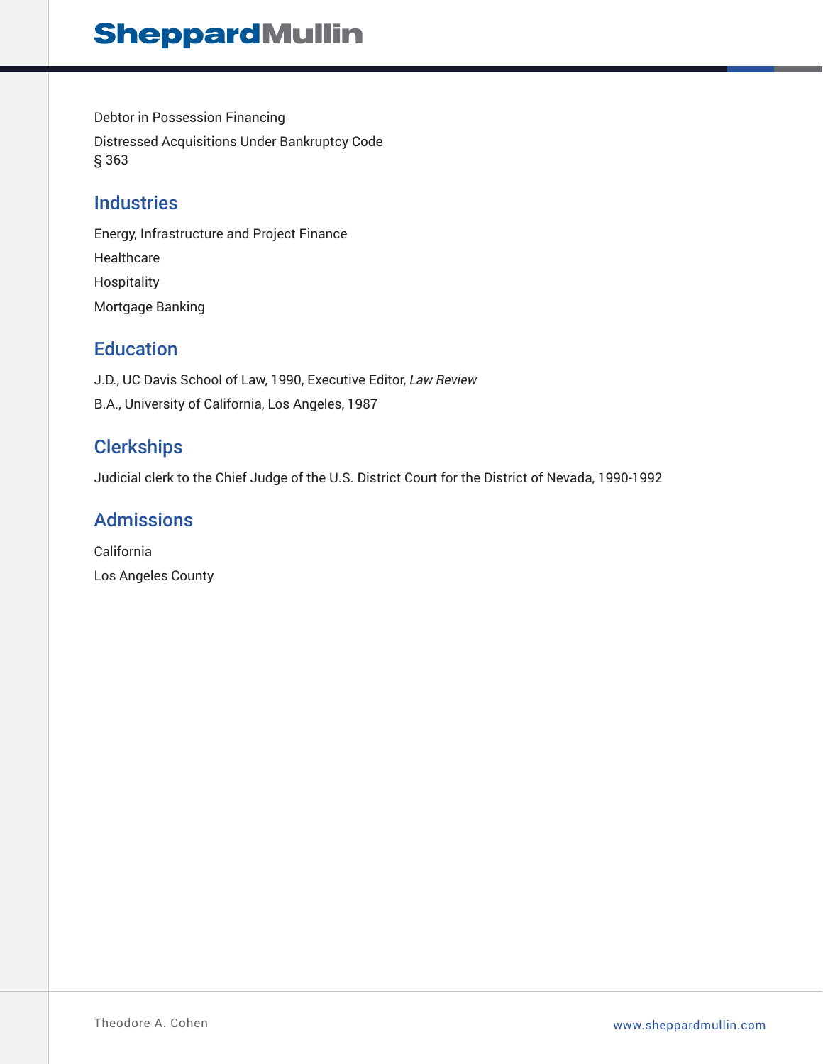Debtor in Possession Financing

Distressed Acquisitions Under Bankruptcy Code § 363

## Industries

Energy, Infrastructure and Project Finance

Healthcare

Hospitality

Mortgage Banking

## Education

J.D., UC Davis School of Law, 1990, Executive Editor, *Law Review*

B.A., University of California, Los Angeles, 1987

## Clerkships

Judicial clerk to the Chief Judge of the U.S. District Court for the District of Nevada, 1990-1992

## Admissions

California

Los Angeles County